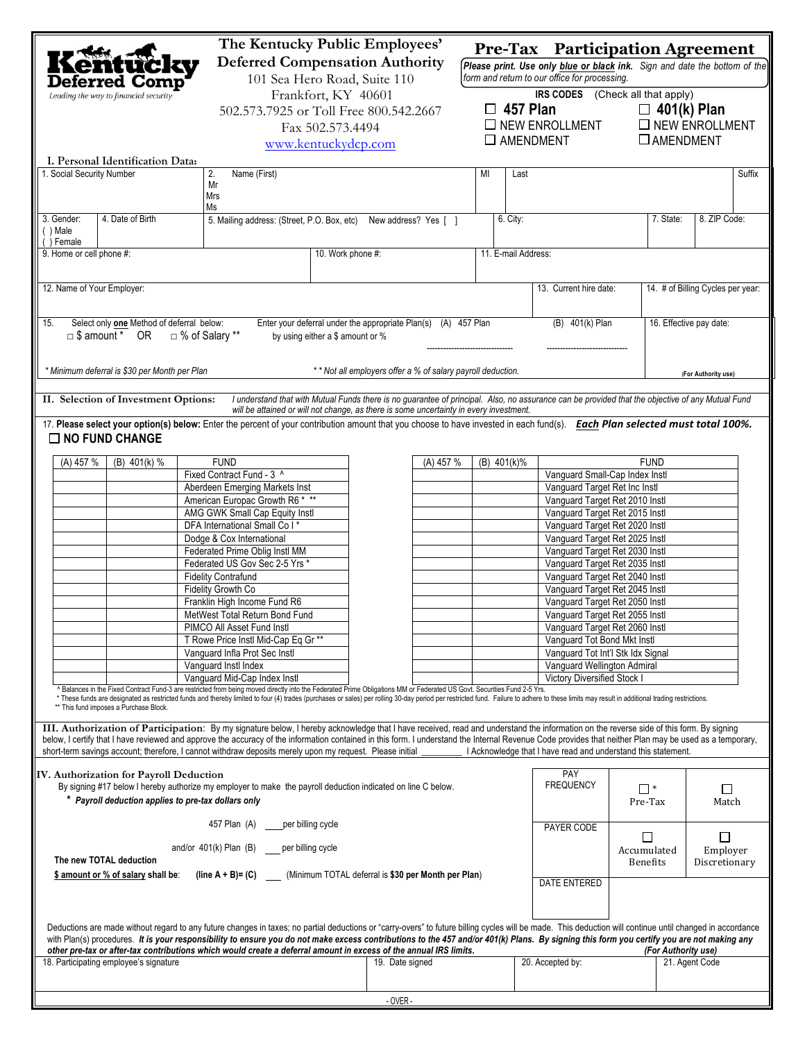**Kentucky Deferred Comp**
*Leading the way to financial security*

## The Kentucky Public Employees' Deferred Compensation Authority

101 Sea Hero Road, Suite 110
Frankfort, KY 40601
502.573.7925 or Toll Free 800.542.2667
Fax 502.573.4494
www.kentuckydcp.com

# Pre-Tax Participation Agreement

***Please print. Use only blue or black ink.** Sign and date the bottom of the form and return to our office for processing.*

**IRS CODES** (Check all that apply)

| ☐ **457 Plan** | ☐ **401(k) Plan** |
|---|---|
| ☐ NEW ENROLLMENT | ☐ NEW ENROLLMENT |
| ☐ AMENDMENT | ☐ AMENDMENT |

### I. Personal Identification Data:

| 1. Social Security Number | 2. Mr / Mrs / Ms — Name (First) | MI | Last | Suffix |
|---|---|---|---|---|
| | | | | |

| 3. Gender: ( ) Male ( ) Female | 4. Date of Birth | 5. Mailing address: (Street, P.O. Box, etc) New address? Yes [ ] | 6. City: | 7. State: | 8. ZIP Code: |
|---|---|---|---|---|---|
| | | | | | |

| 9. Home or cell phone #: | 10. Work phone #: | 11. E-mail Address: |
|---|---|---|
| | | |

| 12. Name of Your Employer: | 13. Current hire date: | 14. # of Billing Cycles per year: |
|---|---|---|
| | | |

| 15. Select only **one** Method of deferral below: □ $ amount * OR □ % of Salary ** | Enter your deferral under the appropriate Plan(s) by using either a $ amount or % | (A) 457 Plan -------------------------------- | (B) 401(k) Plan -------------------------------- | 16. Effective pay date: (For Authority use) |
|---|---|---|---|---|

*\* Minimum deferral is $30 per Month per Plan* *\*\* Not all employers offer a % of salary payroll deduction.*

### II. Selection of Investment Options:

*I understand that with Mutual Funds there is no guarantee of principal. Also, no assurance can be provided that the objective of any Mutual Fund will be attained or will not change, as there is some uncertainty in every investment.*

17. **Please select your option(s) below:** Enter the percent of your contribution amount that you choose to have invested in each fund(s). ***Each** Plan selected must total 100%.*

☐ **NO FUND CHANGE**

| (A) 457 % | (B) 401(k) % | FUND | (A) 457 % | (B) 401(k)% | FUND |
|---|---|---|---|---|---|
| | | Fixed Contract Fund - 3 ^ | | | Vanguard Small-Cap Index Instl |
| | | Aberdeen Emerging Markets Inst | | | Vanguard Target Ret Inc Instl |
| | | American Europac Growth R6 * ** | | | Vanguard Target Ret 2010 Instl |
| | | AMG GWK Small Cap Equity Instl | | | Vanguard Target Ret 2015 Instl |
| | | DFA International Small Co I * | | | Vanguard Target Ret 2020 Instl |
| | | Dodge & Cox International | | | Vanguard Target Ret 2025 Instl |
| | | Federated Prime Oblig Instl MM | | | Vanguard Target Ret 2030 Instl |
| | | Federated US Gov Sec 2-5 Yrs * | | | Vanguard Target Ret 2035 Instl |
| | | Fidelity Contrafund | | | Vanguard Target Ret 2040 Instl |
| | | Fidelity Growth Co | | | Vanguard Target Ret 2045 Instl |
| | | Franklin High Income Fund R6 | | | Vanguard Target Ret 2050 Instl |
| | | MetWest Total Return Bond Fund | | | Vanguard Target Ret 2055 Instl |
| | | PIMCO All Asset Fund Instl | | | Vanguard Target Ret 2060 Instl |
| | | T Rowe Price Instl Mid-Cap Eq Gr ** | | | Vanguard Tot Bond Mkt Instl |
| | | Vanguard Infla Prot Sec Instl | | | Vanguard Tot Int'l Stk Idx Signal |
| | | Vanguard Instl Index | | | Vanguard Wellington Admiral |
| | | Vanguard Mid-Cap Index Instl | | | Victory Diversified Stock I |

^ Balances in the Fixed Contract Fund-3 are restricted from being moved directly into the Federated Prime Obligations MM or Federated US Govt. Securities Fund 2-5 Yrs.
\* These funds are designated as restricted funds and thereby limited to four (4) trades (purchases or sales) per rolling 30-day period per restricted fund. Failure to adhere to these limits may result in additional trading restrictions.
\*\* This fund imposes a Purchase Block.

### III. Authorization of Participation:

By my signature below, I hereby acknowledge that I have received, read and understand the information on the reverse side of this form. By signing below, I certify that I have reviewed and approve the accuracy of the information contained in this form. I understand the Internal Revenue Code provides that neither Plan may be used as a temporary, short-term savings account; therefore, I cannot withdraw deposits merely upon my request. Please initial ________ I Acknowledge that I have read and understand this statement.

### IV. Authorization for Payroll Deduction

By signing #17 below I hereby authorize my employer to make the payroll deduction indicated on line C below.

*\* **Payroll deduction applies to pre-tax dollars only***

457 Plan (A) ____per billing cycle

and/or 401(k) Plan (B) ____per billing cycle

**The new TOTAL deduction**
**$ amount or % of salary shall be:** **(line A + B)= (C)** ____ **(Minimum TOTAL deferral is $30 per Month per Plan)**

| PAY FREQUENCY | ☐ * Pre-Tax | ☐ Match |
|---|---|---|
| PAYER CODE | ☐ Accumulated Benefits | ☐ Employer Discretionary |
| DATE ENTERED | | |

Deductions are made without regard to any future changes in taxes; no partial deductions or "carry-overs" to future billing cycles will be made. This deduction will continue until changed in accordance with Plan(s) procedures. ***It is your responsibility to ensure you do not make excess contributions to the 457 and/or 401(k) Plans. By signing this form you certify you are not making any other pre-tax or after-tax contributions which would create a deferral amount in excess of the annual IRS limits.***

*(For Authority use)*

| 18. Participating employee's signature | 19. Date signed | 20. Accepted by: | 21. Agent Code |
|---|---|---|---|
| | | | |

- OVER -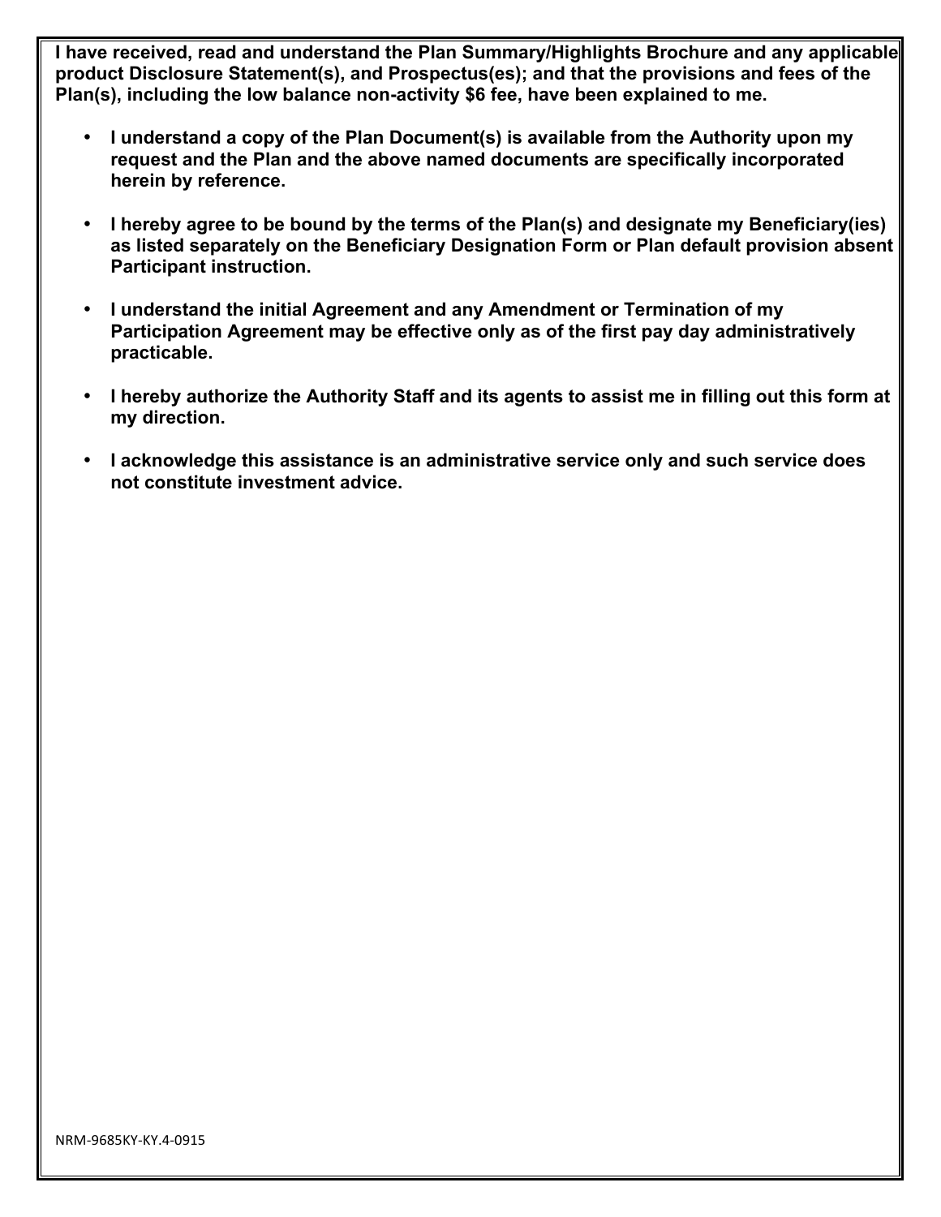**I have received, read and understand the Plan Summary/Highlights Brochure and any applicable product Disclosure Statement(s), and Prospectus(es); and that the provisions and fees of the Plan(s), including the low balance non-activity $6 fee, have been explained to me.**

- **I understand a copy of the Plan Document(s) is available from the Authority upon my request and the Plan and the above named documents are specifically incorporated herein by reference.**
- **I hereby agree to be bound by the terms of the Plan(s) and designate my Beneficiary(ies) as listed separately on the Beneficiary Designation Form or Plan default provision absent Participant instruction.**
- **I understand the initial Agreement and any Amendment or Termination of my Participation Agreement may be effective only as of the first pay day administratively practicable.**
- **I hereby authorize the Authority Staff and its agents to assist me in filling out this form at my direction.**
- **I acknowledge this assistance is an administrative service only and such service does not constitute investment advice.**

NRM-9685KY-KY.4-0915